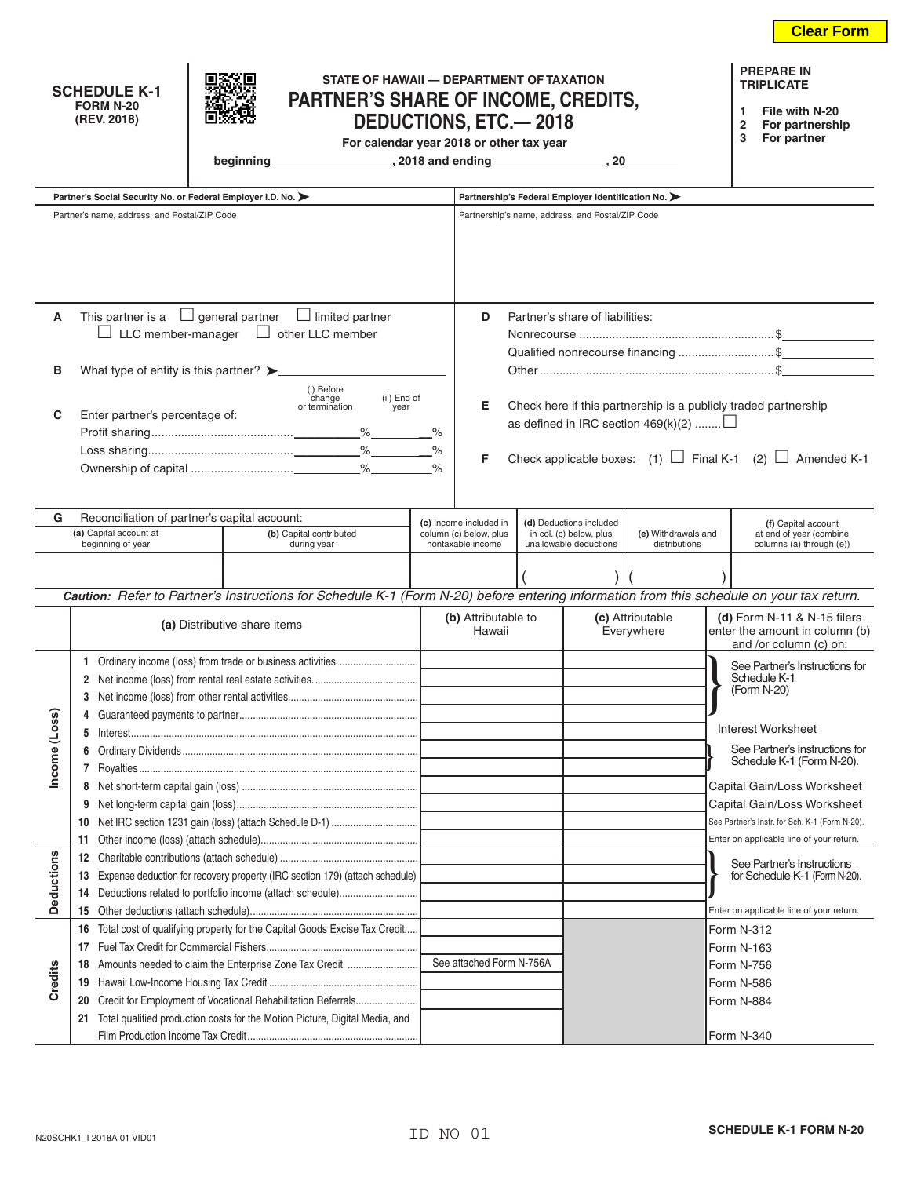Clear Form

**SCHEDULE K-1**
**FORM N-20**
**(REV. 2018)**

**STATE OF HAWAII — DEPARTMENT OF TAXATION**

# PARTNER'S SHARE OF INCOME, CREDITS, DEDUCTIONS, ETC.— 2018

**For calendar year 2018 or other tax year**

**beginning__________________, 2018 and ending ________________, 20________**

**PREPARE IN TRIPLICATE**

1. File with N-20
2. For partnership
3. For partner

| Partner's Social Security No. or Federal Employer I.D. No. ➤ | Partnership's Federal Employer Identification No. ➤ |
|---|---|
| Partner's name, address, and Postal/ZIP Code | Partnership's name, address, and Postal/ZIP Code |

**A** This partner is a ☐ general partner ☐ limited partner ☐ LLC member-manager ☐ other LLC member

**B** What type of entity is this partner? ➤ ____________________

**C** Enter partner's percentage of:

| | (i) Before change or termination | (ii) End of year |
|---|---|---|
| Profit sharing | % | % |
| Loss sharing | % | % |
| Ownership of capital | % | % |

**D** Partner's share of liabilities:

- Nonrecourse .......... $__________
- Qualified nonrecourse financing .......... $__________
- Other .......... $__________

**E** Check here if this partnership is a publicly traded partnership as defined in IRC section 469(k)(2) ........☐

**F** Check applicable boxes: (1) ☐ Final K-1 (2) ☐ Amended K-1

**G** Reconciliation of partner's capital account:

| (a) Capital account at beginning of year | (b) Capital contributed during year | (c) Income included in column (c) below, plus nontaxable income | (d) Deductions included in col. (c) below, plus unallowable deductions | (e) Withdrawals and distributions | (f) Capital account at end of year (combine columns (a) through (e)) |
|---|---|---|---|---|---|
| | | | ( ) | ( ) | |

***Caution:** Refer to Partner's Instructions for Schedule K-1 (Form N-20) before entering information from this schedule on your tax return.*

| | (a) Distributive share items | (b) Attributable to Hawaii | (c) Attributable Everywhere | (d) Form N-11 & N-15 filers enter the amount in column (b) and /or column (c) on: |
|---|---|---|---|---|
| Income (Loss) | 1 Ordinary income (loss) from trade or business activities | | | See Partner's Instructions for Schedule K-1 (Form N-20) |
| | 2 Net income (loss) from rental real estate activities | | | See Partner's Instructions for Schedule K-1 (Form N-20) |
| | 3 Net income (loss) from other rental activities | | | See Partner's Instructions for Schedule K-1 (Form N-20) |
| | 4 Guaranteed payments to partner | | | See Partner's Instructions for Schedule K-1 (Form N-20) |
| | 5 Interest | | | Interest Worksheet |
| | 6 Ordinary Dividends | | | See Partner's Instructions for Schedule K-1 (Form N-20). |
| | 7 Royalties | | | See Partner's Instructions for Schedule K-1 (Form N-20). |
| | 8 Net short-term capital gain (loss) | | | Capital Gain/Loss Worksheet |
| | 9 Net long-term capital gain (loss) | | | Capital Gain/Loss Worksheet |
| | 10 Net IRC section 1231 gain (loss) (attach Schedule D-1) | | | See Partner's Instr. for Sch. K-1 (Form N-20). |
| | 11 Other income (loss) (attach schedule) | | | Enter on applicable line of your return. |
| Deductions | 12 Charitable contributions (attach schedule) | | | See Partner's Instructions for Schedule K-1 (Form N-20). |
| | 13 Expense deduction for recovery property (IRC section 179) (attach schedule) | | | See Partner's Instructions for Schedule K-1 (Form N-20). |
| | 14 Deductions related to portfolio income (attach schedule) | | | See Partner's Instructions for Schedule K-1 (Form N-20). |
| | 15 Other deductions (attach schedule) | | | Enter on applicable line of your return. |
| Credits | 16 Total cost of qualifying property for the Capital Goods Excise Tax Credit | | | Form N-312 |
| | 17 Fuel Tax Credit for Commercial Fishers | | | Form N-163 |
| | 18 Amounts needed to claim the Enterprise Zone Tax Credit | See attached Form N-756A | | Form N-756 |
| | 19 Hawaii Low-Income Housing Tax Credit | | | Form N-586 |
| | 20 Credit for Employment of Vocational Rehabilitation Referrals | | | Form N-884 |
| | 21 Total qualified production costs for the Motion Picture, Digital Media, and Film Production Income Tax Credit | | | Form N-340 |

N20SCHK1_I 2018A 01 VID01

ID NO 01

**SCHEDULE K-1 FORM N-20**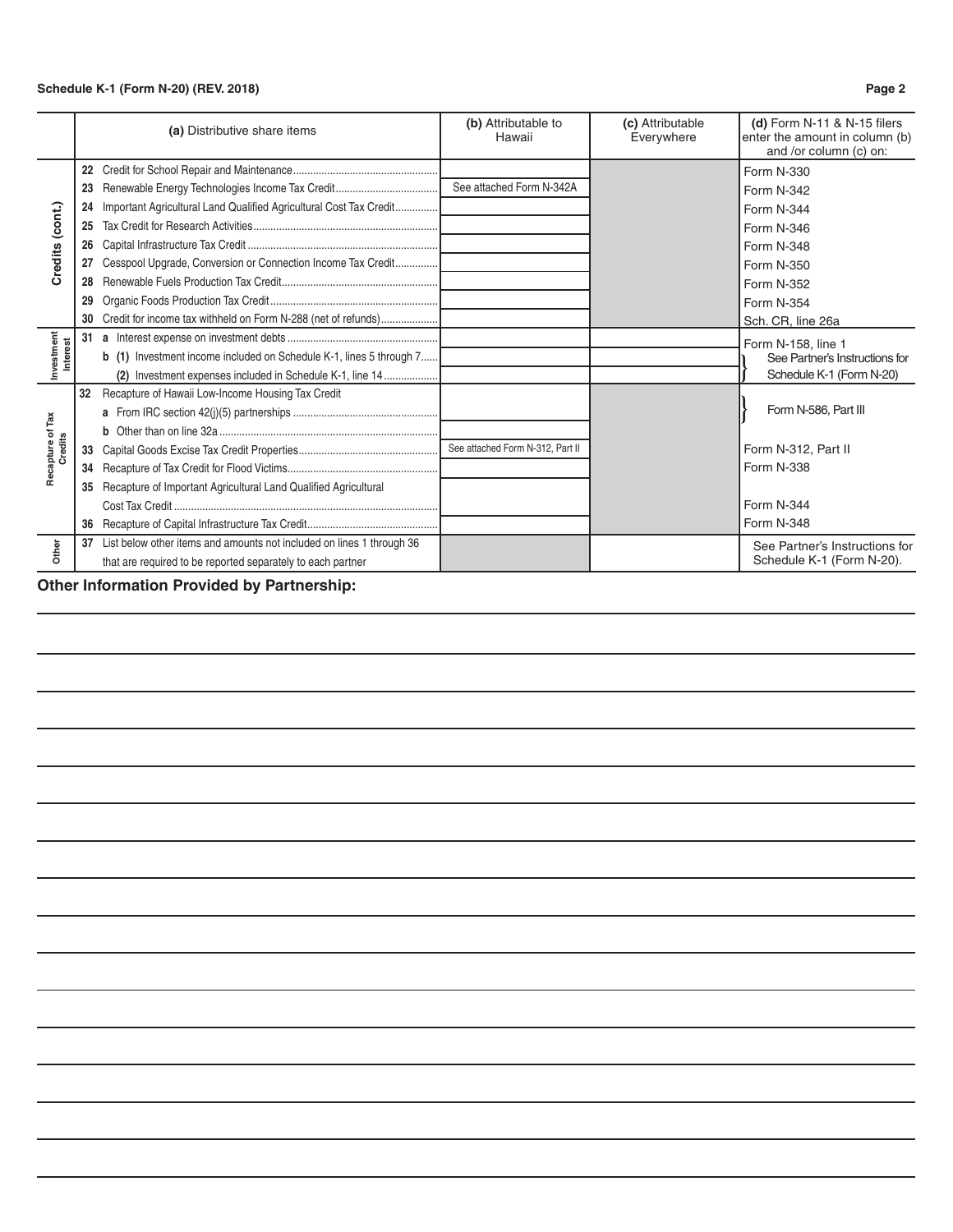**Schedule K-1 (Form N-20) (REV. 2018)**

| | (a) Distributive share items | (b) Attributable to Hawaii | (c) Attributable Everywhere | (d) Form N-11 & N-15 filers enter the amount in column (b) and /or column (c) on: |
|---|---|---|---|---|
| Credits (cont.) | 22 Credit for School Repair and Maintenance | | | Form N-330 |
| | 23 Renewable Energy Technologies Income Tax Credit | See attached Form N-342A | | Form N-342 |
| | 24 Important Agricultural Land Qualified Agricultural Cost Tax Credit | | | Form N-344 |
| | 25 Tax Credit for Research Activities | | | Form N-346 |
| | 26 Capital Infrastructure Tax Credit | | | Form N-348 |
| | 27 Cesspool Upgrade, Conversion or Connection Income Tax Credit | | | Form N-350 |
| | 28 Renewable Fuels Production Tax Credit | | | Form N-352 |
| | 29 Organic Foods Production Tax Credit | | | Form N-354 |
| | 30 Credit for income tax withheld on Form N-288 (net of refunds) | | | Sch. CR, line 26a |
| Investment Interest | 31 a Interest expense on investment debts | | | Form N-158, line 1 |
| | b (1) Investment income included on Schedule K-1, lines 5 through 7 | | | See Partner's Instructions for Schedule K-1 (Form N-20) |
| | (2) Investment expenses included in Schedule K-1, line 14 | | | |
| Recapture of Tax Credits | 32 Recapture of Hawaii Low-Income Housing Tax Credit | | | |
| | a From IRC section 42(j)(5) partnerships | | | Form N-586, Part III |
| | b Other than on line 32a | | | |
| | 33 Capital Goods Excise Tax Credit Properties | See attached Form N-312, Part II | | Form N-312, Part II |
| | 34 Recapture of Tax Credit for Flood Victims | | | Form N-338 |
| | 35 Recapture of Important Agricultural Land Qualified Agricultural Cost Tax Credit | | | Form N-344 |
| | 36 Recapture of Capital Infrastructure Tax Credit | | | Form N-348 |
| Other | 37 List below other items and amounts not included on lines 1 through 36 that are required to be reported separately to each partner | | | See Partner's Instructions for Schedule K-1 (Form N-20). |

**Other Information Provided by Partnership:**